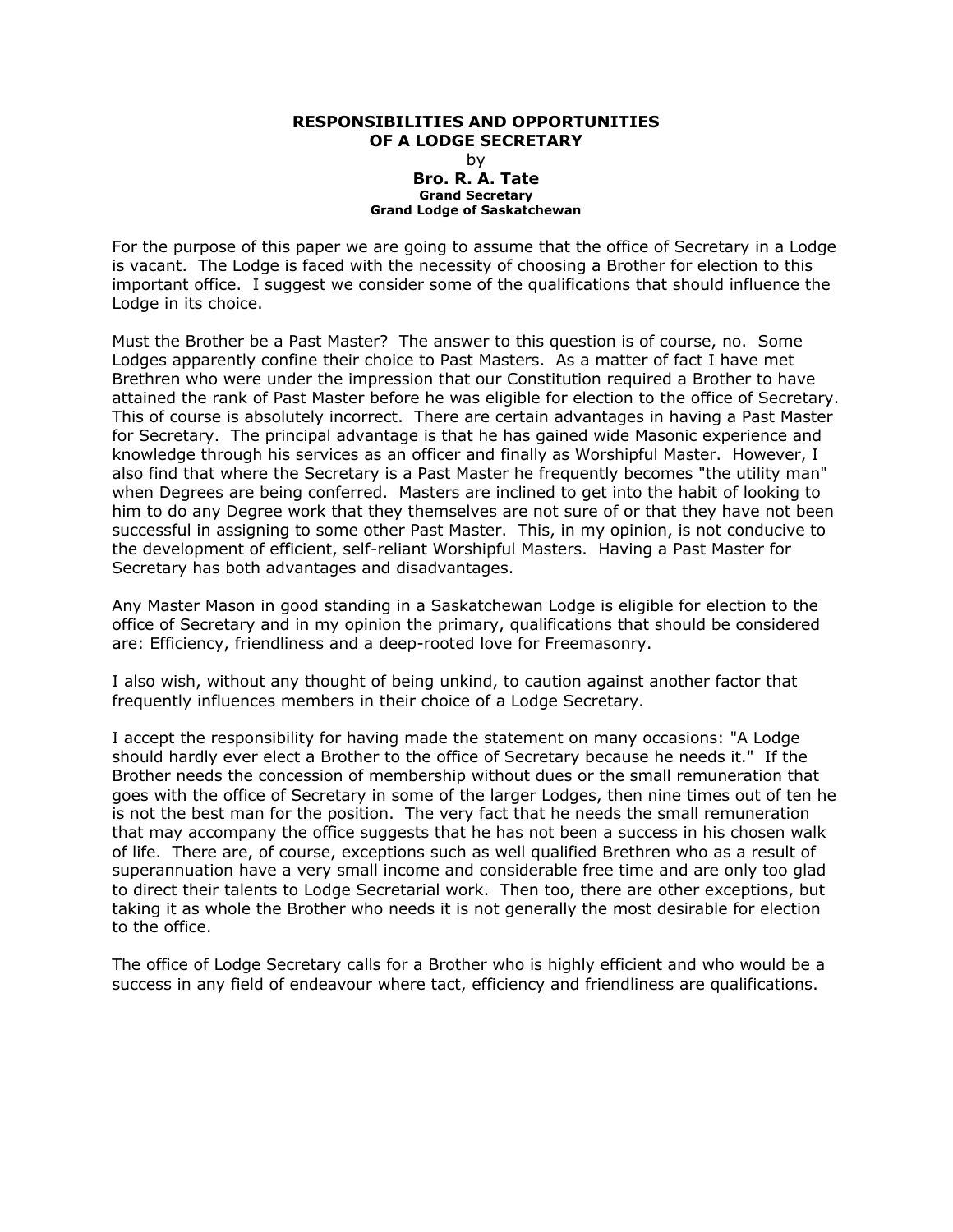# RESPONSIBILITIES AND OPPORTUNITIES OF A LODGE SECRETARY

by

**Bro. R. A. Tate**
**Grand Secretary**
**Grand Lodge of Saskatchewan**

For the purpose of this paper we are going to assume that the office of Secretary in a Lodge is vacant. The Lodge is faced with the necessity of choosing a Brother for election to this important office. I suggest we consider some of the qualifications that should influence the Lodge in its choice.

Must the Brother be a Past Master? The answer to this question is of course, no. Some Lodges apparently confine their choice to Past Masters. As a matter of fact I have met Brethren who were under the impression that our Constitution required a Brother to have attained the rank of Past Master before he was eligible for election to the office of Secretary. This of course is absolutely incorrect. There are certain advantages in having a Past Master for Secretary. The principal advantage is that he has gained wide Masonic experience and knowledge through his services as an officer and finally as Worshipful Master. However, I also find that where the Secretary is a Past Master he frequently becomes "the utility man" when Degrees are being conferred. Masters are inclined to get into the habit of looking to him to do any Degree work that they themselves are not sure of or that they have not been successful in assigning to some other Past Master. This, in my opinion, is not conducive to the development of efficient, self-reliant Worshipful Masters. Having a Past Master for Secretary has both advantages and disadvantages.

Any Master Mason in good standing in a Saskatchewan Lodge is eligible for election to the office of Secretary and in my opinion the primary, qualifications that should be considered are: Efficiency, friendliness and a deep-rooted love for Freemasonry.

I also wish, without any thought of being unkind, to caution against another factor that frequently influences members in their choice of a Lodge Secretary.

I accept the responsibility for having made the statement on many occasions: "A Lodge should hardly ever elect a Brother to the office of Secretary because he needs it." If the Brother needs the concession of membership without dues or the small remuneration that goes with the office of Secretary in some of the larger Lodges, then nine times out of ten he is not the best man for the position. The very fact that he needs the small remuneration that may accompany the office suggests that he has not been a success in his chosen walk of life. There are, of course, exceptions such as well qualified Brethren who as a result of superannuation have a very small income and considerable free time and are only too glad to direct their talents to Lodge Secretarial work. Then too, there are other exceptions, but taking it as whole the Brother who needs it is not generally the most desirable for election to the office.

The office of Lodge Secretary calls for a Brother who is highly efficient and who would be a success in any field of endeavour where tact, efficiency and friendliness are qualifications.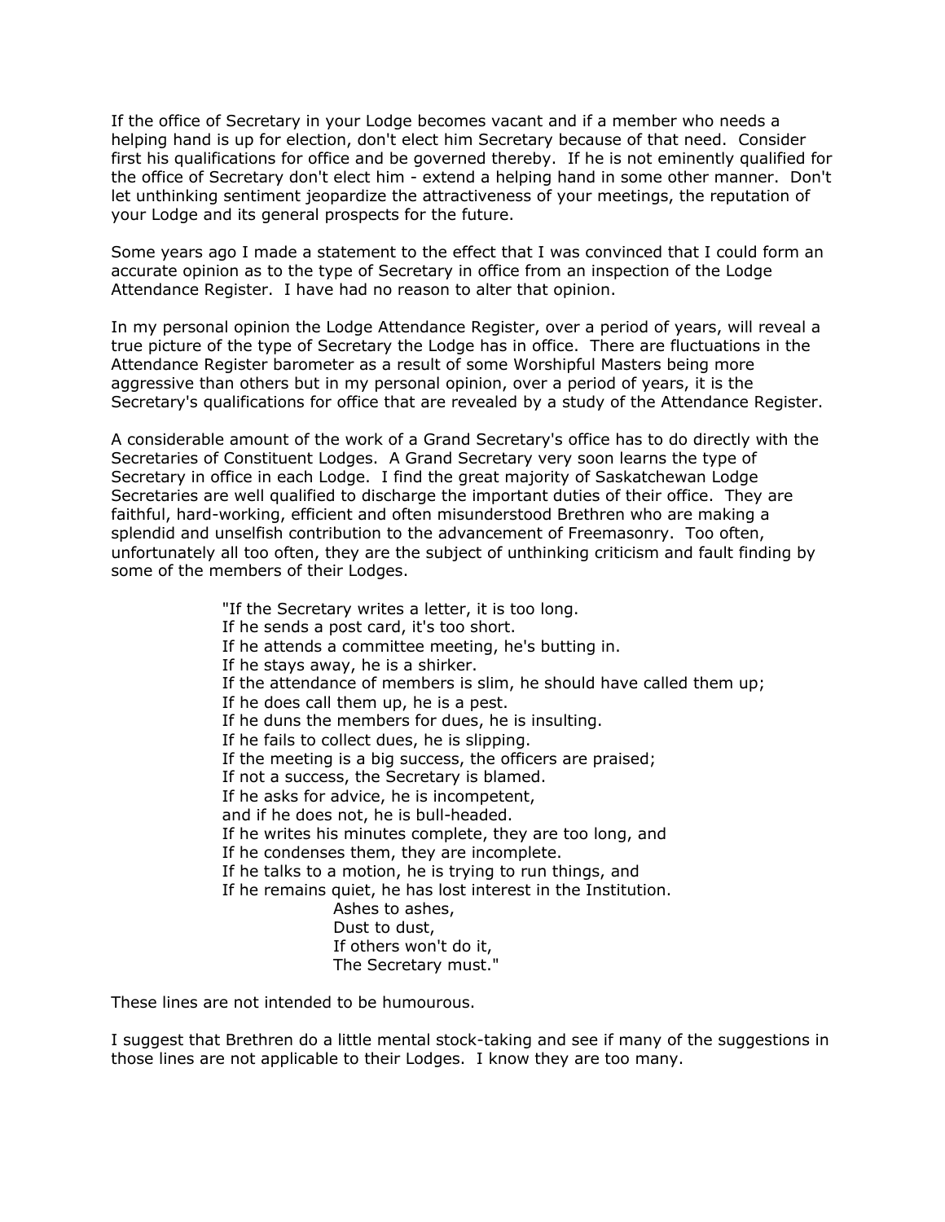If the office of Secretary in your Lodge becomes vacant and if a member who needs a helping hand is up for election, don't elect him Secretary because of that need. Consider first his qualifications for office and be governed thereby. If he is not eminently qualified for the office of Secretary don't elect him - extend a helping hand in some other manner. Don't let unthinking sentiment jeopardize the attractiveness of your meetings, the reputation of your Lodge and its general prospects for the future.

Some years ago I made a statement to the effect that I was convinced that I could form an accurate opinion as to the type of Secretary in office from an inspection of the Lodge Attendance Register. I have had no reason to alter that opinion.

In my personal opinion the Lodge Attendance Register, over a period of years, will reveal a true picture of the type of Secretary the Lodge has in office. There are fluctuations in the Attendance Register barometer as a result of some Worshipful Masters being more aggressive than others but in my personal opinion, over a period of years, it is the Secretary's qualifications for office that are revealed by a study of the Attendance Register.

A considerable amount of the work of a Grand Secretary's office has to do directly with the Secretaries of Constituent Lodges. A Grand Secretary very soon learns the type of Secretary in office in each Lodge. I find the great majority of Saskatchewan Lodge Secretaries are well qualified to discharge the important duties of their office. They are faithful, hard-working, efficient and often misunderstood Brethren who are making a splendid and unselfish contribution to the advancement of Freemasonry. Too often, unfortunately all too often, they are the subject of unthinking criticism and fault finding by some of the members of their Lodges.

> "If the Secretary writes a letter, it is too long.
> If he sends a post card, it's too short.
> If he attends a committee meeting, he's butting in.
> If he stays away, he is a shirker.
> If the attendance of members is slim, he should have called them up;
> If he does call them up, he is a pest.
> If he duns the members for dues, he is insulting.
> If he fails to collect dues, he is slipping.
> If the meeting is a big success, the officers are praised;
> If not a success, the Secretary is blamed.
> If he asks for advice, he is incompetent,
> and if he does not, he is bull-headed.
> If he writes his minutes complete, they are too long, and
> If he condenses them, they are incomplete.
> If he talks to a motion, he is trying to run things, and
> If he remains quiet, he has lost interest in the Institution.
> Ashes to ashes,
> Dust to dust,
> If others won't do it,
> The Secretary must."

These lines are not intended to be humourous.

I suggest that Brethren do a little mental stock-taking and see if many of the suggestions in those lines are not applicable to their Lodges. I know they are too many.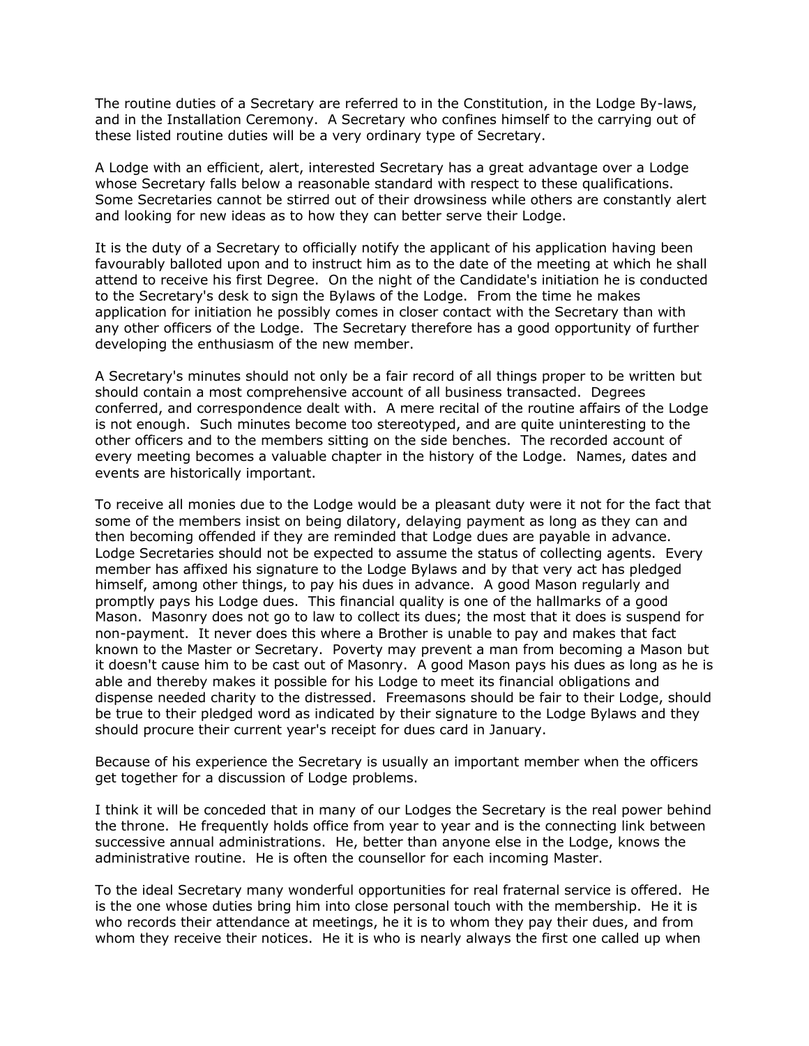The routine duties of a Secretary are referred to in the Constitution, in the Lodge By-laws, and in the Installation Ceremony. A Secretary who confines himself to the carrying out of these listed routine duties will be a very ordinary type of Secretary.

A Lodge with an efficient, alert, interested Secretary has a great advantage over a Lodge whose Secretary falls below a reasonable standard with respect to these qualifications. Some Secretaries cannot be stirred out of their drowsiness while others are constantly alert and looking for new ideas as to how they can better serve their Lodge.

It is the duty of a Secretary to officially notify the applicant of his application having been favourably balloted upon and to instruct him as to the date of the meeting at which he shall attend to receive his first Degree. On the night of the Candidate's initiation he is conducted to the Secretary's desk to sign the Bylaws of the Lodge. From the time he makes application for initiation he possibly comes in closer contact with the Secretary than with any other officers of the Lodge. The Secretary therefore has a good opportunity of further developing the enthusiasm of the new member.

A Secretary's minutes should not only be a fair record of all things proper to be written but should contain a most comprehensive account of all business transacted. Degrees conferred, and correspondence dealt with. A mere recital of the routine affairs of the Lodge is not enough. Such minutes become too stereotyped, and are quite uninteresting to the other officers and to the members sitting on the side benches. The recorded account of every meeting becomes a valuable chapter in the history of the Lodge. Names, dates and events are historically important.

To receive all monies due to the Lodge would be a pleasant duty were it not for the fact that some of the members insist on being dilatory, delaying payment as long as they can and then becoming offended if they are reminded that Lodge dues are payable in advance. Lodge Secretaries should not be expected to assume the status of collecting agents. Every member has affixed his signature to the Lodge Bylaws and by that very act has pledged himself, among other things, to pay his dues in advance. A good Mason regularly and promptly pays his Lodge dues. This financial quality is one of the hallmarks of a good Mason. Masonry does not go to law to collect its dues; the most that it does is suspend for non-payment. It never does this where a Brother is unable to pay and makes that fact known to the Master or Secretary. Poverty may prevent a man from becoming a Mason but it doesn't cause him to be cast out of Masonry. A good Mason pays his dues as long as he is able and thereby makes it possible for his Lodge to meet its financial obligations and dispense needed charity to the distressed. Freemasons should be fair to their Lodge, should be true to their pledged word as indicated by their signature to the Lodge Bylaws and they should procure their current year's receipt for dues card in January.

Because of his experience the Secretary is usually an important member when the officers get together for a discussion of Lodge problems.

I think it will be conceded that in many of our Lodges the Secretary is the real power behind the throne. He frequently holds office from year to year and is the connecting link between successive annual administrations. He, better than anyone else in the Lodge, knows the administrative routine. He is often the counsellor for each incoming Master.

To the ideal Secretary many wonderful opportunities for real fraternal service is offered. He is the one whose duties bring him into close personal touch with the membership. He it is who records their attendance at meetings, he it is to whom they pay their dues, and from whom they receive their notices. He it is who is nearly always the first one called up when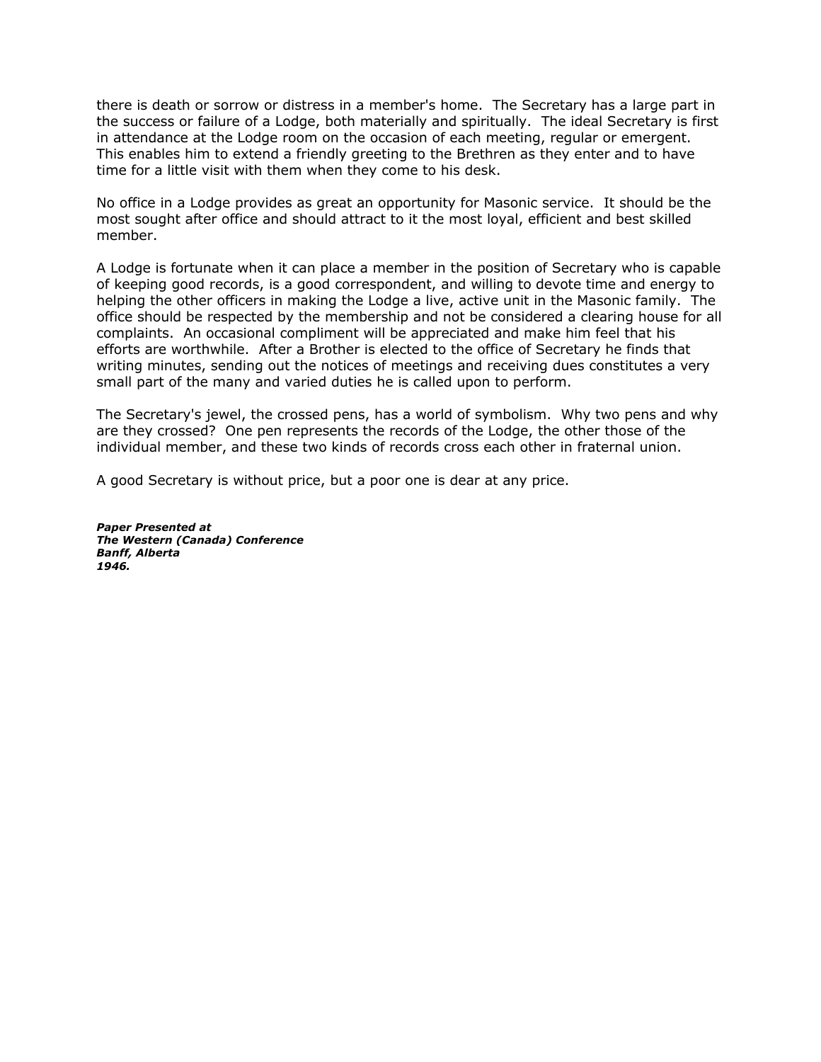there is death or sorrow or distress in a member's home. The Secretary has a large part in the success or failure of a Lodge, both materially and spiritually. The ideal Secretary is first in attendance at the Lodge room on the occasion of each meeting, regular or emergent. This enables him to extend a friendly greeting to the Brethren as they enter and to have time for a little visit with them when they come to his desk.

No office in a Lodge provides as great an opportunity for Masonic service. It should be the most sought after office and should attract to it the most loyal, efficient and best skilled member.

A Lodge is fortunate when it can place a member in the position of Secretary who is capable of keeping good records, is a good correspondent, and willing to devote time and energy to helping the other officers in making the Lodge a live, active unit in the Masonic family. The office should be respected by the membership and not be considered a clearing house for all complaints. An occasional compliment will be appreciated and make him feel that his efforts are worthwhile. After a Brother is elected to the office of Secretary he finds that writing minutes, sending out the notices of meetings and receiving dues constitutes a very small part of the many and varied duties he is called upon to perform.

The Secretary's jewel, the crossed pens, has a world of symbolism. Why two pens and why are they crossed? One pen represents the records of the Lodge, the other those of the individual member, and these two kinds of records cross each other in fraternal union.

A good Secretary is without price, but a poor one is dear at any price.

***Paper Presented at***
***The Western (Canada) Conference***
***Banff, Alberta***
***1946.***